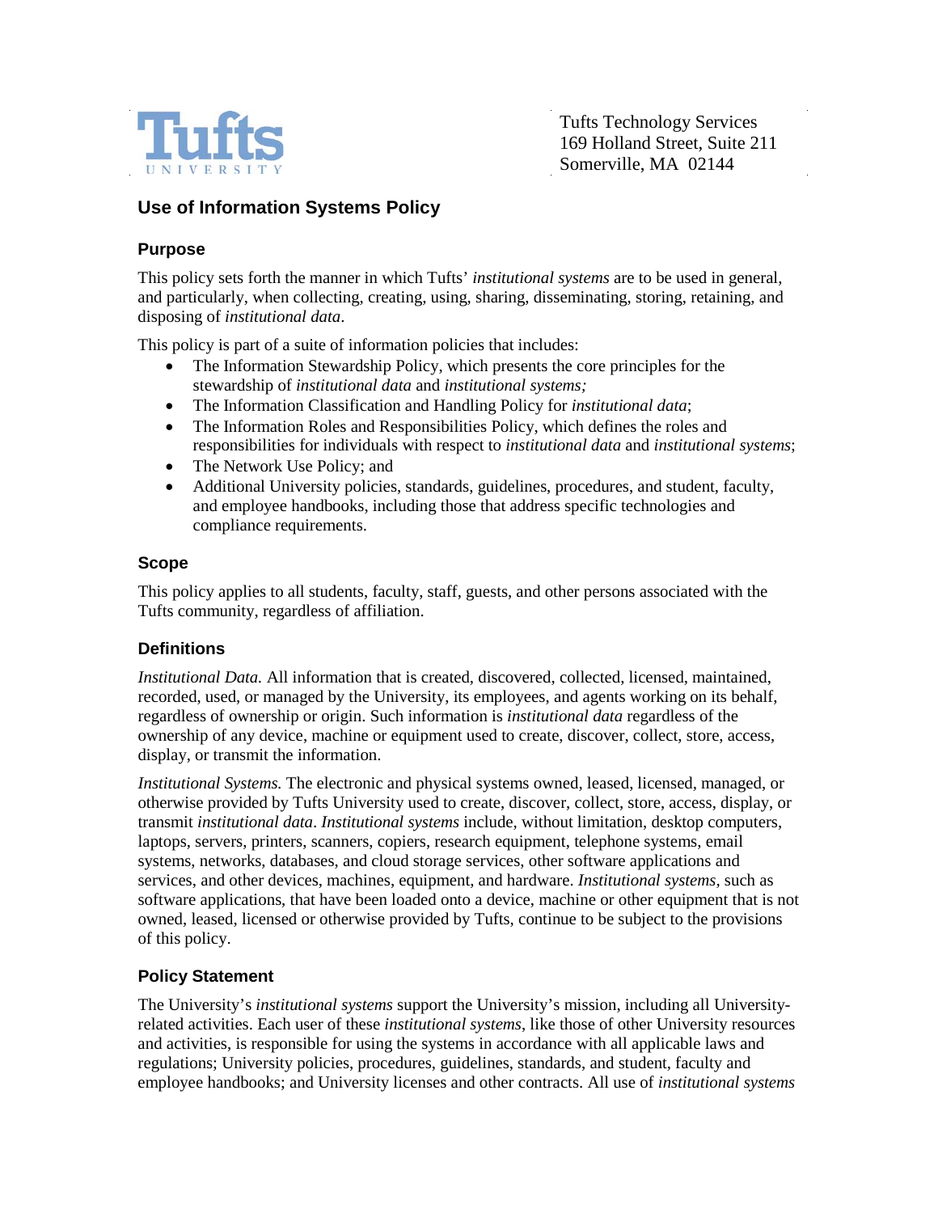Tufts University

Tufts Technology Services
169 Holland Street, Suite 211
Somerville, MA 02144

# Use of Information Systems Policy

## Purpose

This policy sets forth the manner in which Tufts' *institutional systems* are to be used in general, and particularly, when collecting, creating, using, sharing, disseminating, storing, retaining, and disposing of *institutional data*.

This policy is part of a suite of information policies that includes:

- The Information Stewardship Policy, which presents the core principles for the stewardship of *institutional data* and *institutional systems;*
- The Information Classification and Handling Policy for *institutional data*;
- The Information Roles and Responsibilities Policy, which defines the roles and responsibilities for individuals with respect to *institutional data* and *institutional systems*;
- The Network Use Policy; and
- Additional University policies, standards, guidelines, procedures, and student, faculty, and employee handbooks, including those that address specific technologies and compliance requirements.

## Scope

This policy applies to all students, faculty, staff, guests, and other persons associated with the Tufts community, regardless of affiliation.

## Definitions

*Institutional Data.* All information that is created, discovered, collected, licensed, maintained, recorded, used, or managed by the University, its employees, and agents working on its behalf, regardless of ownership or origin. Such information is *institutional data* regardless of the ownership of any device, machine or equipment used to create, discover, collect, store, access, display, or transmit the information.

*Institutional Systems.* The electronic and physical systems owned, leased, licensed, managed, or otherwise provided by Tufts University used to create, discover, collect, store, access, display, or transmit *institutional data*. *Institutional systems* include, without limitation, desktop computers, laptops, servers, printers, scanners, copiers, research equipment, telephone systems, email systems, networks, databases, and cloud storage services, other software applications and services, and other devices, machines, equipment, and hardware. *Institutional systems*, such as software applications, that have been loaded onto a device, machine or other equipment that is not owned, leased, licensed or otherwise provided by Tufts, continue to be subject to the provisions of this policy.

## Policy Statement

The University's *institutional systems* support the University's mission, including all University-related activities. Each user of these *institutional systems*, like those of other University resources and activities, is responsible for using the systems in accordance with all applicable laws and regulations; University policies, procedures, guidelines, standards, and student, faculty and employee handbooks; and University licenses and other contracts. All use of *institutional systems*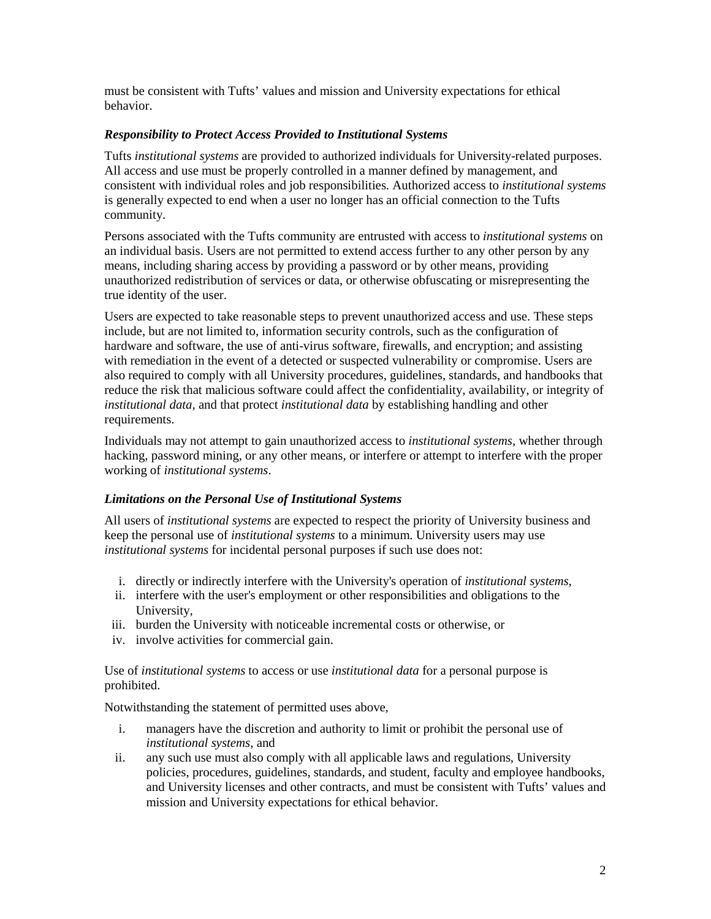must be consistent with Tufts' values and mission and University expectations for ethical behavior.

### *Responsibility to Protect Access Provided to Institutional Systems*

Tufts *institutional systems* are provided to authorized individuals for University-related purposes. All access and use must be properly controlled in a manner defined by management, and consistent with individual roles and job responsibilities. Authorized access to *institutional systems* is generally expected to end when a user no longer has an official connection to the Tufts community.

Persons associated with the Tufts community are entrusted with access to *institutional systems* on an individual basis. Users are not permitted to extend access further to any other person by any means, including sharing access by providing a password or by other means, providing unauthorized redistribution of services or data, or otherwise obfuscating or misrepresenting the true identity of the user.

Users are expected to take reasonable steps to prevent unauthorized access and use. These steps include, but are not limited to, information security controls, such as the configuration of hardware and software, the use of anti-virus software, firewalls, and encryption; and assisting with remediation in the event of a detected or suspected vulnerability or compromise. Users are also required to comply with all University procedures, guidelines, standards, and handbooks that reduce the risk that malicious software could affect the confidentiality, availability, or integrity of *institutional data,* and that protect *institutional data* by establishing handling and other requirements.

Individuals may not attempt to gain unauthorized access to *institutional systems*, whether through hacking, password mining, or any other means, or interfere or attempt to interfere with the proper working of *institutional systems*.

### *Limitations on the Personal Use of Institutional Systems*

All users of *institutional systems* are expected to respect the priority of University business and keep the personal use of *institutional systems* to a minimum. University users may use *institutional systems* for incidental personal purposes if such use does not:

i. directly or indirectly interfere with the University's operation of *institutional systems*,
ii. interfere with the user's employment or other responsibilities and obligations to the University,
iii. burden the University with noticeable incremental costs or otherwise, or
iv. involve activities for commercial gain.

Use of *institutional systems* to access or use *institutional data* for a personal purpose is prohibited.

Notwithstanding the statement of permitted uses above,

i. managers have the discretion and authority to limit or prohibit the personal use of *institutional systems*, and
ii. any such use must also comply with all applicable laws and regulations, University policies, procedures, guidelines, standards, and student, faculty and employee handbooks, and University licenses and other contracts, and must be consistent with Tufts' values and mission and University expectations for ethical behavior.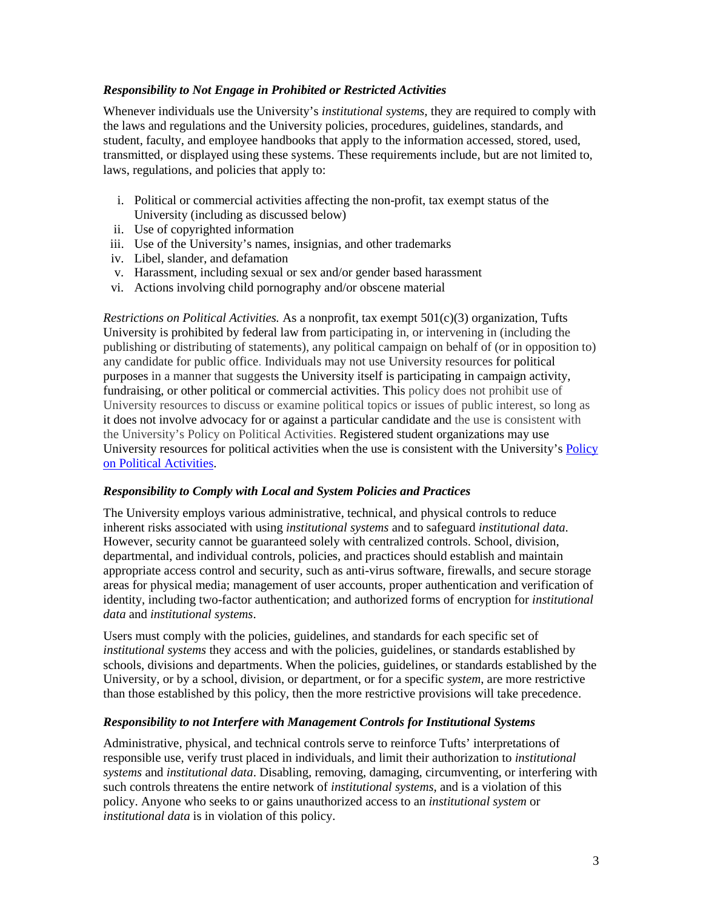***Responsibility to Not Engage in Prohibited or Restricted Activities***

Whenever individuals use the University's *institutional systems,* they are required to comply with the laws and regulations and the University policies, procedures, guidelines, standards, and student, faculty, and employee handbooks that apply to the information accessed, stored, used, transmitted, or displayed using these systems. These requirements include, but are not limited to, laws, regulations, and policies that apply to:

i. Political or commercial activities affecting the non-profit, tax exempt status of the University (including as discussed below)
ii. Use of copyrighted information
iii. Use of the University's names, insignias, and other trademarks
iv. Libel, slander, and defamation
v. Harassment, including sexual or sex and/or gender based harassment
vi. Actions involving child pornography and/or obscene material

*Restrictions on Political Activities.* As a nonprofit, tax exempt 501(c)(3) organization, Tufts University is prohibited by federal law from participating in, or intervening in (including the publishing or distributing of statements), any political campaign on behalf of (or in opposition to) any candidate for public office. Individuals may not use University resources for political purposes in a manner that suggests the University itself is participating in campaign activity, fundraising, or other political or commercial activities. This policy does not prohibit use of University resources to discuss or examine political topics or issues of public interest, so long as it does not involve advocacy for or against a particular candidate and the use is consistent with the University's Policy on Political Activities. Registered student organizations may use University resources for political activities when the use is consistent with the University's [Policy on Political Activities](#).

***Responsibility to Comply with Local and System Policies and Practices***

The University employs various administrative, technical, and physical controls to reduce inherent risks associated with using *institutional systems* and to safeguard *institutional data*. However, security cannot be guaranteed solely with centralized controls. School, division, departmental, and individual controls, policies, and practices should establish and maintain appropriate access control and security, such as anti-virus software, firewalls, and secure storage areas for physical media; management of user accounts, proper authentication and verification of identity, including two-factor authentication; and authorized forms of encryption for *institutional data* and *institutional systems*.

Users must comply with the policies, guidelines, and standards for each specific set of *institutional systems* they access and with the policies, guidelines, or standards established by schools, divisions and departments. When the policies, guidelines, or standards established by the University, or by a school, division, or department, or for a specific *system,* are more restrictive than those established by this policy, then the more restrictive provisions will take precedence.

***Responsibility to not Interfere with Management Controls for Institutional Systems***

Administrative, physical, and technical controls serve to reinforce Tufts' interpretations of responsible use, verify trust placed in individuals, and limit their authorization to *institutional systems* and *institutional data*. Disabling, removing, damaging, circumventing, or interfering with such controls threatens the entire network of *institutional systems*, and is a violation of this policy. Anyone who seeks to or gains unauthorized access to an *institutional system* or *institutional data* is in violation of this policy.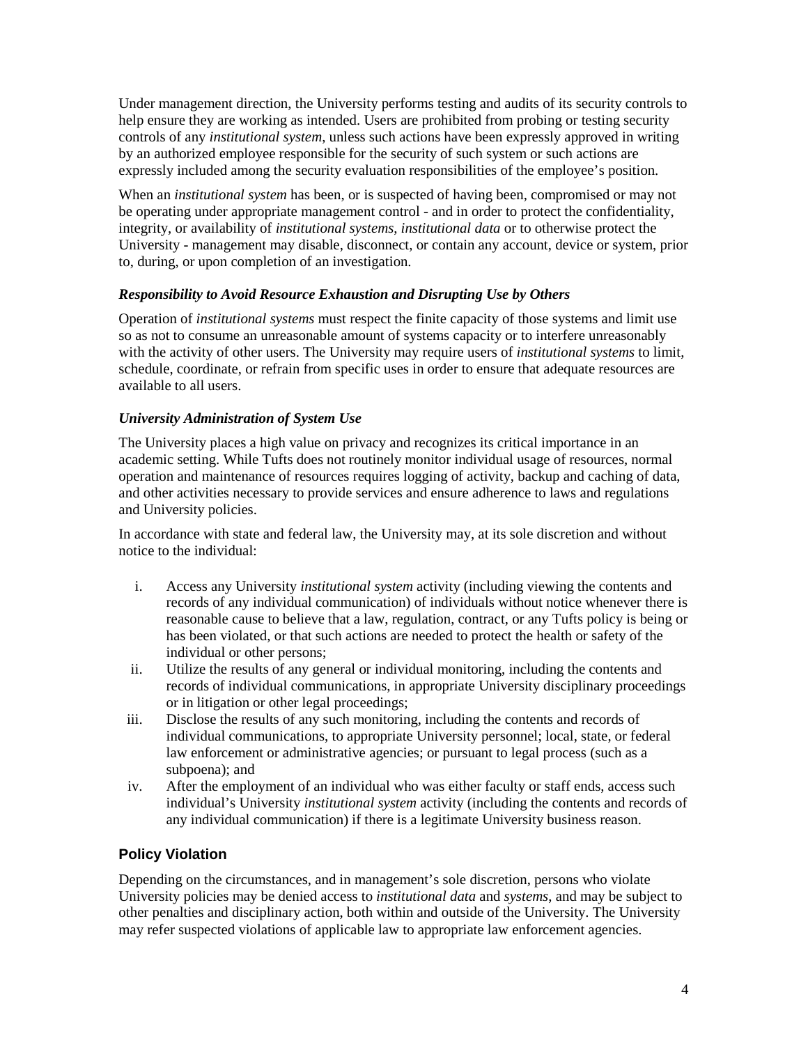Under management direction, the University performs testing and audits of its security controls to help ensure they are working as intended. Users are prohibited from probing or testing security controls of any *institutional system*, unless such actions have been expressly approved in writing by an authorized employee responsible for the security of such system or such actions are expressly included among the security evaluation responsibilities of the employee's position.

When an *institutional system* has been, or is suspected of having been, compromised or may not be operating under appropriate management control - and in order to protect the confidentiality, integrity, or availability of *institutional systems, institutional data* or to otherwise protect the University - management may disable, disconnect, or contain any account, device or system, prior to, during, or upon completion of an investigation.

#### *Responsibility to Avoid Resource Exhaustion and Disrupting Use by Others*

Operation of *institutional systems* must respect the finite capacity of those systems and limit use so as not to consume an unreasonable amount of systems capacity or to interfere unreasonably with the activity of other users. The University may require users of *institutional systems* to limit, schedule, coordinate, or refrain from specific uses in order to ensure that adequate resources are available to all users.

#### *University Administration of System Use*

The University places a high value on privacy and recognizes its critical importance in an academic setting. While Tufts does not routinely monitor individual usage of resources, normal operation and maintenance of resources requires logging of activity, backup and caching of data, and other activities necessary to provide services and ensure adherence to laws and regulations and University policies.

In accordance with state and federal law, the University may, at its sole discretion and without notice to the individual:

i. Access any University *institutional system* activity (including viewing the contents and records of any individual communication) of individuals without notice whenever there is reasonable cause to believe that a law, regulation, contract, or any Tufts policy is being or has been violated, or that such actions are needed to protect the health or safety of the individual or other persons;

ii. Utilize the results of any general or individual monitoring, including the contents and records of individual communications, in appropriate University disciplinary proceedings or in litigation or other legal proceedings;

iii. Disclose the results of any such monitoring, including the contents and records of individual communications, to appropriate University personnel; local, state, or federal law enforcement or administrative agencies; or pursuant to legal process (such as a subpoena); and

iv. After the employment of an individual who was either faculty or staff ends, access such individual's University *institutional system* activity (including the contents and records of any individual communication) if there is a legitimate University business reason.

### Policy Violation

Depending on the circumstances, and in management's sole discretion, persons who violate University policies may be denied access to *institutional data* and *systems*, and may be subject to other penalties and disciplinary action, both within and outside of the University. The University may refer suspected violations of applicable law to appropriate law enforcement agencies.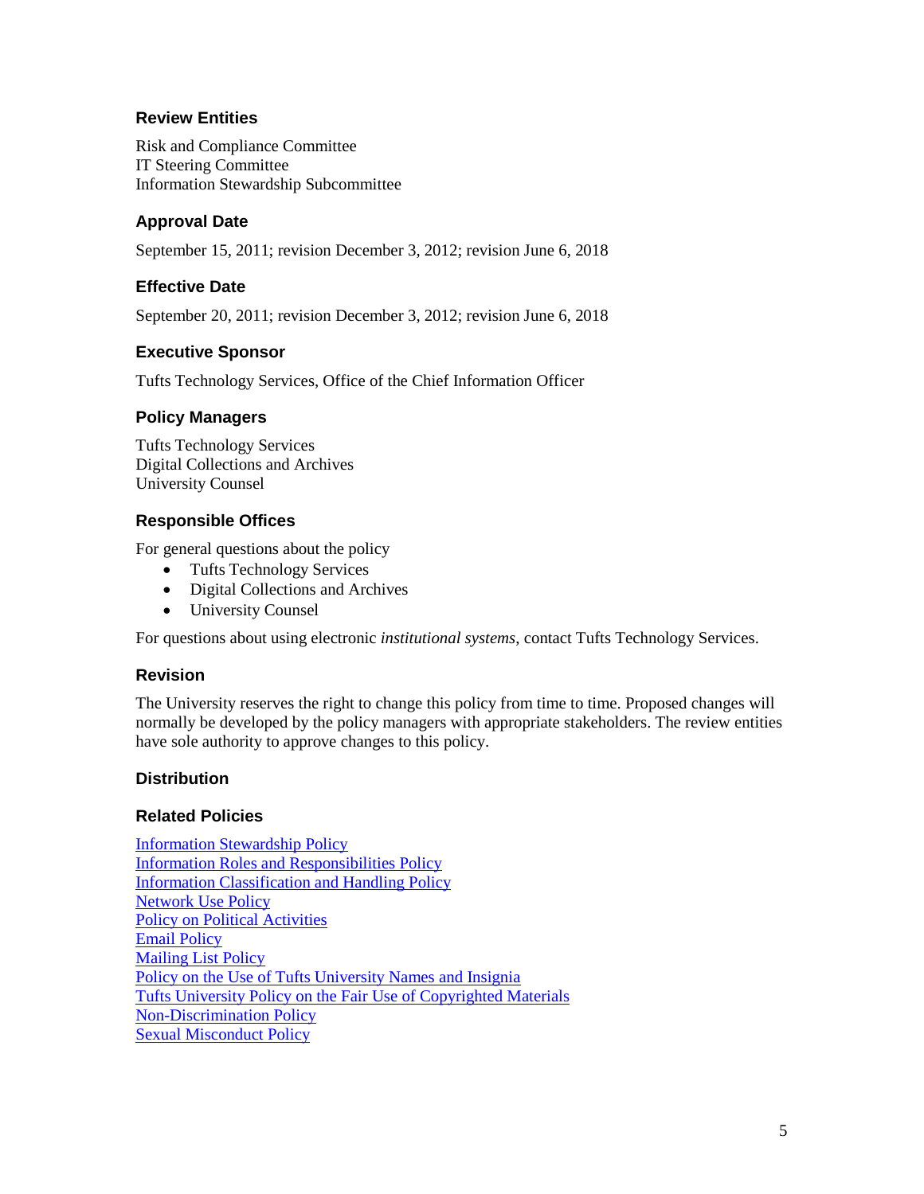### Review Entities

Risk and Compliance Committee
IT Steering Committee
Information Stewardship Subcommittee

### Approval Date

September 15, 2011; revision December 3, 2012; revision June 6, 2018

### Effective Date

September 20, 2011; revision December 3, 2012; revision June 6, 2018

### Executive Sponsor

Tufts Technology Services, Office of the Chief Information Officer

### Policy Managers

Tufts Technology Services
Digital Collections and Archives
University Counsel

### Responsible Offices

For general questions about the policy

- Tufts Technology Services
- Digital Collections and Archives
- University Counsel

For questions about using electronic *institutional systems*, contact Tufts Technology Services.

### Revision

The University reserves the right to change this policy from time to time. Proposed changes will normally be developed by the policy managers with appropriate stakeholders. The review entities have sole authority to approve changes to this policy.

### Distribution

### Related Policies

Information Stewardship Policy
Information Roles and Responsibilities Policy
Information Classification and Handling Policy
Network Use Policy
Policy on Political Activities
Email Policy
Mailing List Policy
Policy on the Use of Tufts University Names and Insignia
Tufts University Policy on the Fair Use of Copyrighted Materials
Non-Discrimination Policy
Sexual Misconduct Policy